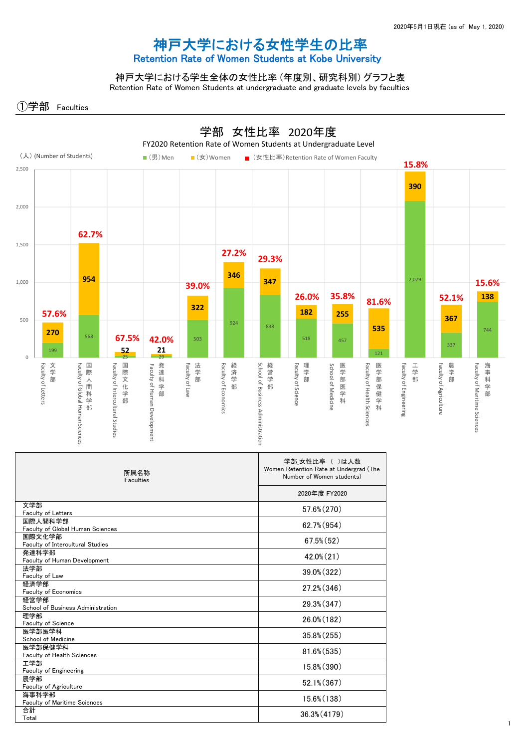2020年5月1日現在 (as of May 1, 2020)

# 神戸大学における女性学生の比率
## Retention Rate of Women Students at Kobe University

### 神戸大学における学生全体の女性比率 (年度別、研究科別) グラフと表
Retention Rate of Women Students at undergraduate and graduate levels by faculties

## ①学部 Faculties

### 学部 女性比率 2020年度
FY2020 Retention Rate of Women Students at Undergraduate Level

(人) (Number of Students)

■(男)Men ■(女)Women ■(女性比率)Retention Rate of Women Faculty

| 学部 Faculty | (男)Men | (女)Women | (女性比率) |
|---|---|---|---|
| 文学部 Faculty of Letters | 199 | 270 | 57.6% |
| 国際人間科学部 Faculty of Global Human Sciences | 568 | 954 | 62.7% |
| 国際文化学部 Faculty of Intercultural Studies | 25 | 52 | 67.5% |
| 発達科学部 Faculty of Human Development | 29 | 21 | 42.0% |
| 法学部 Faculty of Law | 503 | 322 | 39.0% |
| 経済学部 Faculty of Economics | 924 | 346 | 27.2% |
| 経営学部 School of Business Administration | 838 | 347 | 29.3% |
| 理学部 Faculty of Science | 518 | 182 | 26.0% |
| 医学部医学科 School of Medicine | 457 | 255 | 35.8% |
| 医学部保健学科 Faculty of Health Sciences | 121 | 535 | 81.6% |
| 工学部 Faculty of Engineering | 2,079 | 390 | 15.8% |
| 農学部 Faculty of Agriculture | 337 | 367 | 52.1% |
| 海事科学部 Faculty of Maritime Sciences | 744 | 138 | 15.6% |

| 所属名称<br>Faculties | 学部_女性比率 ( )は人数<br>Women Retention Rate at Undergrad (The Number of Women students) |
|---|---|
| | 2020年度 FY2020 |
| 文学部<br>Faculty of Letters | 57.6%(270) |
| 国際人間科学部<br>Faculty of Global Human Sciences | 62.7%(954) |
| 国際文化学部<br>Faculty of Intercultural Studies | 67.5%(52) |
| 発達科学部<br>Faculty of Human Development | 42.0%(21) |
| 法学部<br>Faculty of Law | 39.0%(322) |
| 経済学部<br>Faculty of Economics | 27.2%(346) |
| 経営学部<br>School of Business Administration | 29.3%(347) |
| 理学部<br>Faculty of Science | 26.0%(182) |
| 医学部医学科<br>School of Medicine | 35.8%(255) |
| 医学部保健学科<br>Faculty of Health Sciences | 81.6%(535) |
| 工学部<br>Faculty of Engineering | 15.8%(390) |
| 農学部<br>Faculty of Agriculture | 52.1%(367) |
| 海事科学部<br>Faculty of Maritime Sciences | 15.6%(138) |
| 合計<br>Total | 36.3%(4179) |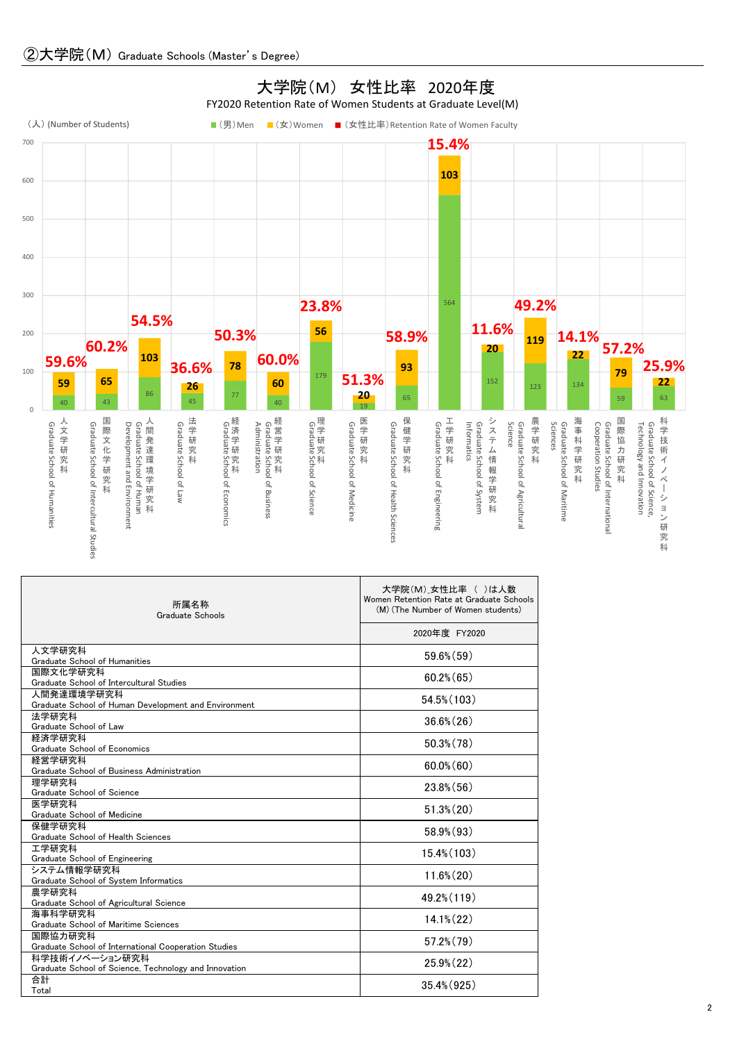## ②大学院（M） Graduate Schools (Master' s Degree)

### 大学院（M） 女性比率 2020年度

FY2020 Retention Rate of Women Students at Graduate Level(M)

（人）(Number of Students)　■（男）Men　■（女）Women　■（女性比率）Retention Rate of Women Faculty

| 所属名称 Graduate Schools | 男 Men | 女 Women | 女性比率 |
|---|---|---|---|
| 人文学研究科 Graduate School of Humanities | 40 | 59 | 59.6% |
| 国際文化学研究科 Graduate School of Intercultural Studies | 43 | 65 | 60.2% |
| 人間発達環境学研究科 Graduate School of Human Development and Environment | 86 | 103 | 54.5% |
| 法学研究科 Graduate School of Law | 45 | 26 | 36.6% |
| 経済学研究科 Graduate School of Economics | 77 | 78 | 50.3% |
| 経営学研究科 Graduate School of Business Administration | 40 | 60 | 60.0% |
| 理学研究科 Graduate School of Science | 179 | 56 | 23.8% |
| 医学研究科 Graduate School of Medicine | 19 | 20 | 51.3% |
| 保健学研究科 Graduate School of Health Sciences | 65 | 93 | 58.9% |
| 工学研究科 Graduate School of Engineering | 564 | 103 | 15.4% |
| システム情報学研究科 Graduate School of System Informatics | 152 | 20 | 11.6% |
| 農学研究科 Graduate School of Agricultural Science | 123 | 119 | 49.2% |
| 海事科学研究科 Graduate School of Maritime Sciences | 134 | 22 | 14.1% |
| 国際協力研究科 Graduate School of International Cooperation Studies | 59 | 79 | 57.2% |
| 科学技術イノベーション研究科 Graduate School of Science, Technology and Innovation | 63 | 22 | 25.9% |

| 所属名称<br>Graduate Schools | 大学院(M)_女性比率 （ ）は人数<br>Women Retention Rate at Graduate Schools (M) (The Number of Women students)<br>2020年度 FY2020 |
|---|---|
| 人文学研究科<br>Graduate School of Humanities | 59.6%(59) |
| 国際文化学研究科<br>Graduate School of Intercultural Studies | 60.2%(65) |
| 人間発達環境学研究科<br>Graduate School of Human Development and Environment | 54.5%(103) |
| 法学研究科<br>Graduate School of Law | 36.6%(26) |
| 経済学研究科<br>Graduate School of Economics | 50.3%(78) |
| 経営学研究科<br>Graduate School of Business Administration | 60.0%(60) |
| 理学研究科<br>Graduate School of Science | 23.8%(56) |
| 医学研究科<br>Graduate School of Medicine | 51.3%(20) |
| 保健学研究科<br>Graduate School of Health Sciences | 58.9%(93) |
| 工学研究科<br>Graduate School of Engineering | 15.4%(103) |
| システム情報学研究科<br>Graduate School of System Informatics | 11.6%(20) |
| 農学研究科<br>Graduate School of Agricultural Science | 49.2%(119) |
| 海事科学研究科<br>Graduate School of Maritime Sciences | 14.1%(22) |
| 国際協力研究科<br>Graduate School of International Cooperation Studies | 57.2%(79) |
| 科学技術イノベーション研究科<br>Graduate School of Science, Technology and Innovation | 25.9%(22) |
| 合計<br>Total | 35.4%(925) |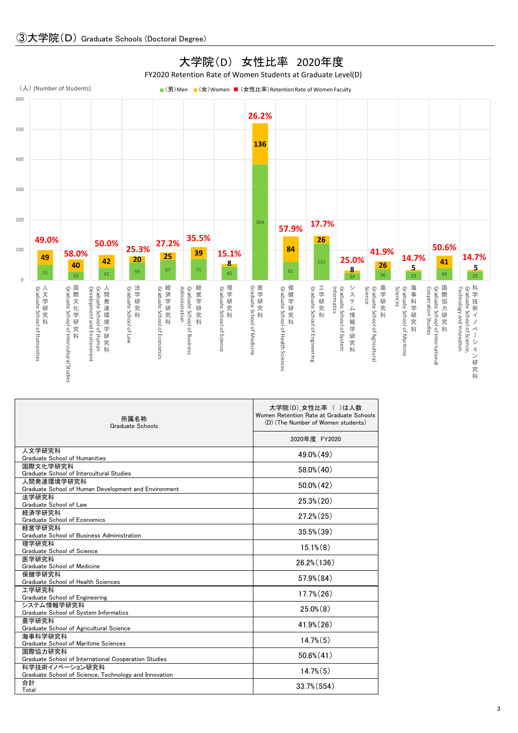## ③大学院（D） Graduate Schools (Doctoral Degree)

大学院（D） 女性比率 2020年度

FY2020 Retention Rate of Women Students at Graduate Level(D)

（人）(Number of Students)

（男）Men　（女）Women　（女性比率）Retention Rate of Women Faculty

600
500
400
300
200
100
0

49.0%
49
51
人文学研究科
Graduate School of Humanities

58.0%
40
29
国際文化学研究科
Graduate School of Intercultural Studies

50.0%
42
42
人間発達環境学研究科
Graduate School of Human Development and Environment

25.3%
20
59
法学研究科
Graduate School of Law

27.2%
25
67
経済学研究科
Graduate School of Economics

35.5%
39
71
経営学研究科
Graduate School of Business Administration

15.1%
8
45
理学研究科
Graduate School of Science

26.2%
136
384
医学研究科
Graduate School of Medicine

57.9%
84
61
保健学研究科
Graduate School of Health Sciences

17.7%
26
121
工学研究科
Graduate School of Engineering

25.0%
8
24
システム情報学研究科
Graduate School of System Informatics

41.9%
26
36
農学研究科
Graduate School of Agricultural Science

14.7%
5
29
海事科学研究科
Graduate School of Maritime Sciences

50.6%
41
40
国際協力研究科
Graduate School of International Cooperation Studies

14.7%
5
29
科学技術イノベーション研究科
Graduate School of Science, Technology and Innovation

| 所属名称<br>Graduate Schools | 大学院(D)_女性比率 （ ）は人数<br>Women Retention Rate at Graduate Schools (D) (The Number of Women students)<br>2020年度 FY2020 |
|---|---|
| 人文学研究科<br>Graduate School of Humanities | 49.0%(49) |
| 国際文化学研究科<br>Graduate School of Intercultural Studies | 58.0%(40) |
| 人間発達環境学研究科<br>Graduate School of Human Development and Environment | 50.0%(42) |
| 法学研究科<br>Graduate School of Law | 25.3%(20) |
| 経済学研究科<br>Graduate School of Economics | 27.2%(25) |
| 経営学研究科<br>Graduate School of Business Administration | 35.5%(39) |
| 理学研究科<br>Graduate School of Science | 15.1%(8) |
| 医学研究科<br>Graduate School of Medicine | 26.2%(136) |
| 保健学研究科<br>Graduate School of Health Sciences | 57.9%(84) |
| 工学研究科<br>Graduate School of Engineering | 17.7%(26) |
| システム情報学研究科<br>Graduate School of System Informatics | 25.0%(8) |
| 農学研究科<br>Graduate School of Agricultural Science | 41.9%(26) |
| 海事科学研究科<br>Graduate School of Maritime Sciences | 14.7%(5) |
| 国際協力研究科<br>Graduate School of International Cooperation Studies | 50.6%(41) |
| 科学技術イノベーション研究科<br>Graduate School of Science, Technology and Innovation | 14.7%(5) |
| 合計<br>Total | 33.7%(554) |